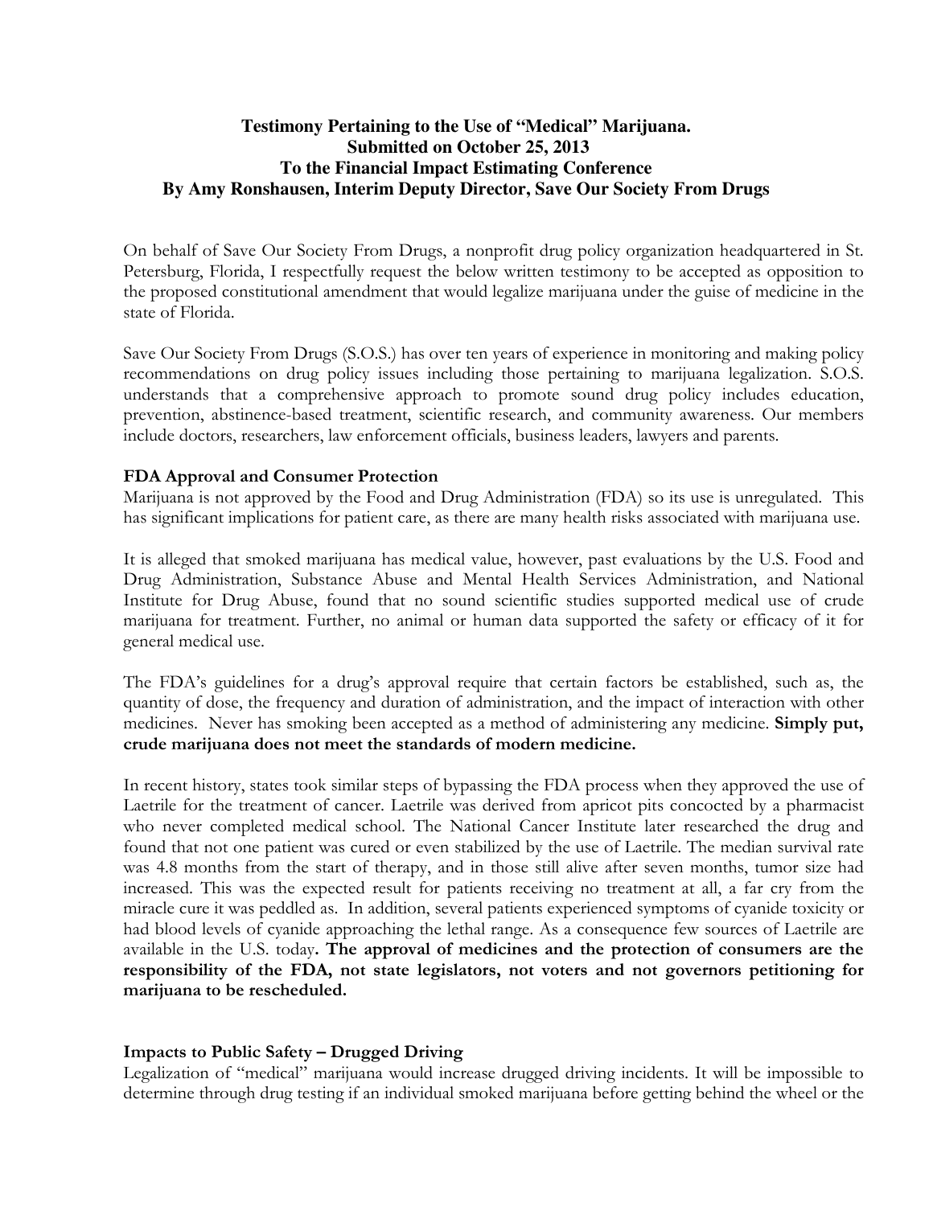**Testimony Pertaining to the Use of "Medical" Marijuana.**
**Submitted on October 25, 2013**
**To the Financial Impact Estimating Conference**
**By Amy Ronshausen, Interim Deputy Director, Save Our Society From Drugs**

On behalf of Save Our Society From Drugs, a nonprofit drug policy organization headquartered in St. Petersburg, Florida, I respectfully request the below written testimony to be accepted as opposition to the proposed constitutional amendment that would legalize marijuana under the guise of medicine in the state of Florida.

Save Our Society From Drugs (S.O.S.) has over ten years of experience in monitoring and making policy recommendations on drug policy issues including those pertaining to marijuana legalization. S.O.S. understands that a comprehensive approach to promote sound drug policy includes education, prevention, abstinence-based treatment, scientific research, and community awareness. Our members include doctors, researchers, law enforcement officials, business leaders, lawyers and parents.

**FDA Approval and Consumer Protection**

Marijuana is not approved by the Food and Drug Administration (FDA) so its use is unregulated. This has significant implications for patient care, as there are many health risks associated with marijuana use.

It is alleged that smoked marijuana has medical value, however, past evaluations by the U.S. Food and Drug Administration, Substance Abuse and Mental Health Services Administration, and National Institute for Drug Abuse, found that no sound scientific studies supported medical use of crude marijuana for treatment. Further, no animal or human data supported the safety or efficacy of it for general medical use.

The FDA's guidelines for a drug's approval require that certain factors be established, such as, the quantity of dose, the frequency and duration of administration, and the impact of interaction with other medicines. Never has smoking been accepted as a method of administering any medicine. **Simply put, crude marijuana does not meet the standards of modern medicine.**

In recent history, states took similar steps of bypassing the FDA process when they approved the use of Laetrile for the treatment of cancer. Laetrile was derived from apricot pits concocted by a pharmacist who never completed medical school. The National Cancer Institute later researched the drug and found that not one patient was cured or even stabilized by the use of Laetrile. The median survival rate was 4.8 months from the start of therapy, and in those still alive after seven months, tumor size had increased. This was the expected result for patients receiving no treatment at all, a far cry from the miracle cure it was peddled as. In addition, several patients experienced symptoms of cyanide toxicity or had blood levels of cyanide approaching the lethal range. As a consequence few sources of Laetrile are available in the U.S. today**. The approval of medicines and the protection of consumers are the responsibility of the FDA, not state legislators, not voters and not governors petitioning for marijuana to be rescheduled.**

**Impacts to Public Safety – Drugged Driving**

Legalization of "medical" marijuana would increase drugged driving incidents. It will be impossible to determine through drug testing if an individual smoked marijuana before getting behind the wheel or the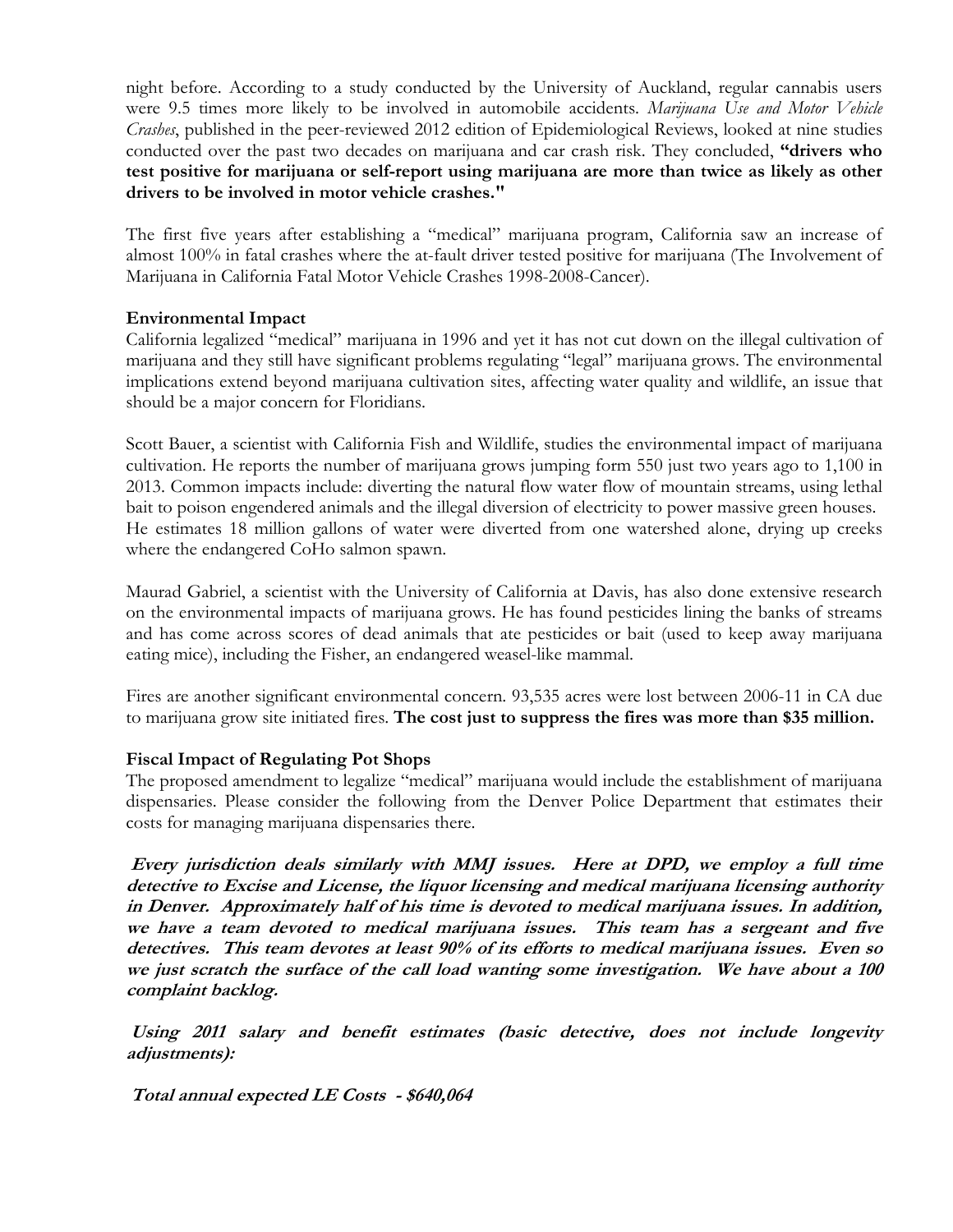night before. According to a study conducted by the University of Auckland, regular cannabis users were 9.5 times more likely to be involved in automobile accidents. *Marijuana Use and Motor Vehicle Crashes*, published in the peer-reviewed 2012 edition of Epidemiological Reviews, looked at nine studies conducted over the past two decades on marijuana and car crash risk. They concluded, **"drivers who test positive for marijuana or self-report using marijuana are more than twice as likely as other drivers to be involved in motor vehicle crashes."**

The first five years after establishing a "medical" marijuana program, California saw an increase of almost 100% in fatal crashes where the at-fault driver tested positive for marijuana (The Involvement of Marijuana in California Fatal Motor Vehicle Crashes 1998-2008-Cancer).

**Environmental Impact**

California legalized "medical" marijuana in 1996 and yet it has not cut down on the illegal cultivation of marijuana and they still have significant problems regulating "legal" marijuana grows. The environmental implications extend beyond marijuana cultivation sites, affecting water quality and wildlife, an issue that should be a major concern for Floridians.

Scott Bauer, a scientist with California Fish and Wildlife, studies the environmental impact of marijuana cultivation. He reports the number of marijuana grows jumping form 550 just two years ago to 1,100 in 2013. Common impacts include: diverting the natural flow water flow of mountain streams, using lethal bait to poison engendered animals and the illegal diversion of electricity to power massive green houses. He estimates 18 million gallons of water were diverted from one watershed alone, drying up creeks where the endangered CoHo salmon spawn.

Maurad Gabriel, a scientist with the University of California at Davis, has also done extensive research on the environmental impacts of marijuana grows. He has found pesticides lining the banks of streams and has come across scores of dead animals that ate pesticides or bait (used to keep away marijuana eating mice), including the Fisher, an endangered weasel-like mammal.

Fires are another significant environmental concern. 93,535 acres were lost between 2006-11 in CA due to marijuana grow site initiated fires. **The cost just to suppress the fires was more than $35 million.**

**Fiscal Impact of Regulating Pot Shops**

The proposed amendment to legalize "medical" marijuana would include the establishment of marijuana dispensaries. Please consider the following from the Denver Police Department that estimates their costs for managing marijuana dispensaries there.

***Every jurisdiction deals similarly with MMJ issues. Here at DPD, we employ a full time detective to Excise and License, the liquor licensing and medical marijuana licensing authority in Denver. Approximately half of his time is devoted to medical marijuana issues. In addition, we have a team devoted to medical marijuana issues. This team has a sergeant and five detectives. This team devotes at least 90% of its efforts to medical marijuana issues. Even so we just scratch the surface of the call load wanting some investigation. We have about a 100 complaint backlog.***

***Using 2011 salary and benefit estimates (basic detective, does not include longevity adjustments):***

***Total annual expected LE Costs - $640,064***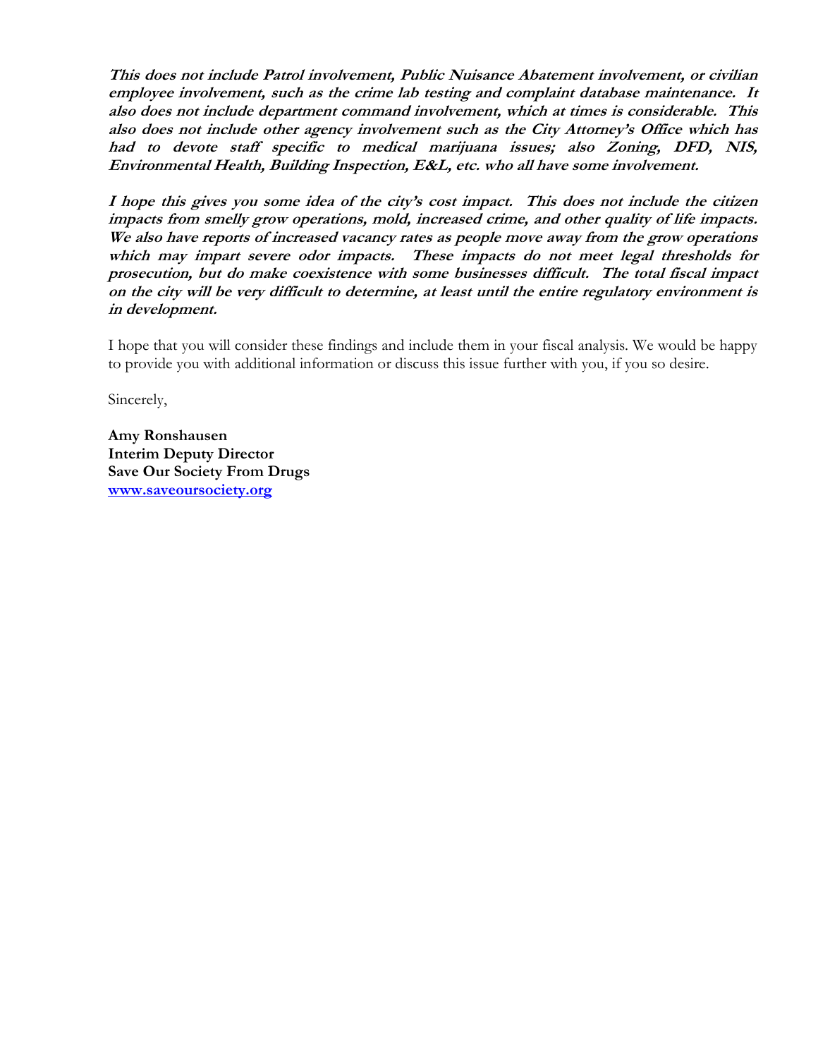***This does not include Patrol involvement, Public Nuisance Abatement involvement, or civilian employee involvement, such as the crime lab testing and complaint database maintenance. It also does not include department command involvement, which at times is considerable. This also does not include other agency involvement such as the City Attorney's Office which has had to devote staff specific to medical marijuana issues; also Zoning, DFD, NIS, Environmental Health, Building Inspection, E&L, etc. who all have some involvement.***

***I hope this gives you some idea of the city's cost impact. This does not include the citizen impacts from smelly grow operations, mold, increased crime, and other quality of life impacts. We also have reports of increased vacancy rates as people move away from the grow operations which may impart severe odor impacts. These impacts do not meet legal thresholds for prosecution, but do make coexistence with some businesses difficult. The total fiscal impact on the city will be very difficult to determine, at least until the entire regulatory environment is in development.***

I hope that you will consider these findings and include them in your fiscal analysis. We would be happy to provide you with additional information or discuss this issue further with you, if you so desire.

Sincerely,

**Amy Ronshausen**
**Interim Deputy Director**
**Save Our Society From Drugs**
**www.saveoursociety.org**